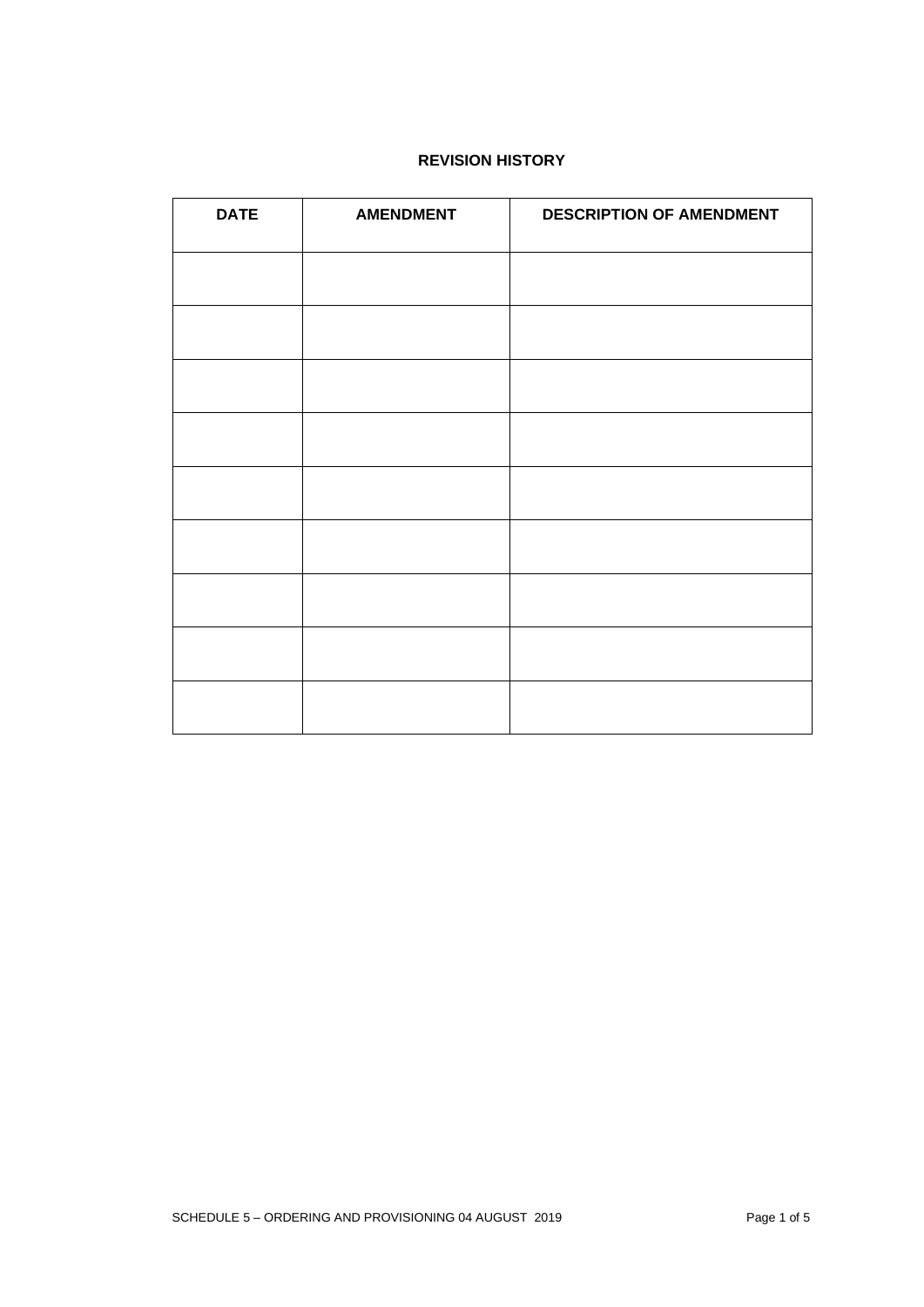## REVISION HISTORY

| DATE | AMENDMENT | DESCRIPTION OF AMENDMENT |
|---|---|---|
| | | |
| | | |
| | | |
| | | |
| | | |
| | | |
| | | |
| | | |
| | | |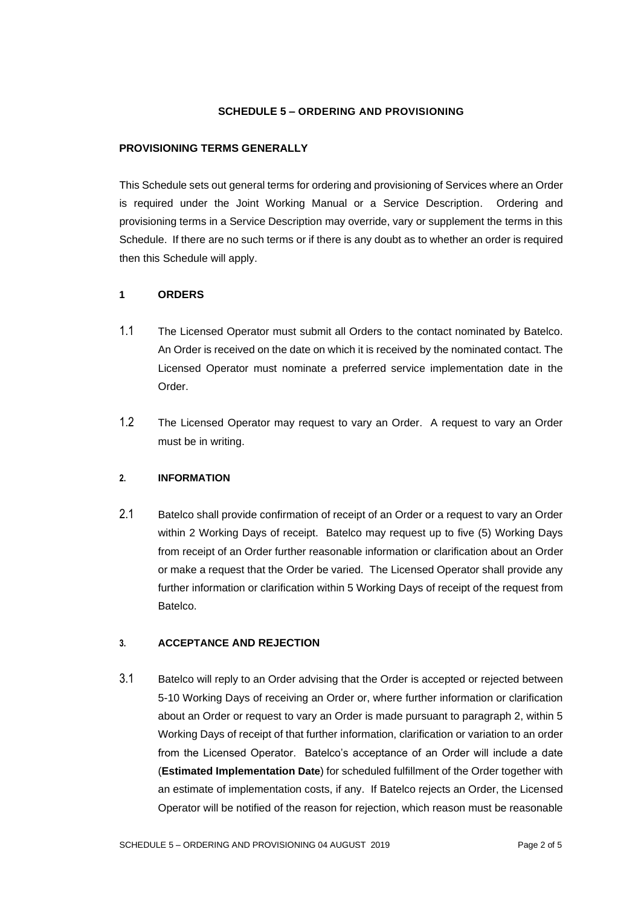## SCHEDULE 5 – ORDERING AND PROVISIONING

### PROVISIONING TERMS GENERALLY

This Schedule sets out general terms for ordering and provisioning of Services where an Order is required under the Joint Working Manual or a Service Description. Ordering and provisioning terms in a Service Description may override, vary or supplement the terms in this Schedule. If there are no such terms or if there is any doubt as to whether an order is required then this Schedule will apply.

### 1 ORDERS

1.1 The Licensed Operator must submit all Orders to the contact nominated by Batelco. An Order is received on the date on which it is received by the nominated contact. The Licensed Operator must nominate a preferred service implementation date in the Order.

1.2 The Licensed Operator may request to vary an Order. A request to vary an Order must be in writing.

### 2. INFORMATION

2.1 Batelco shall provide confirmation of receipt of an Order or a request to vary an Order within 2 Working Days of receipt. Batelco may request up to five (5) Working Days from receipt of an Order further reasonable information or clarification about an Order or make a request that the Order be varied. The Licensed Operator shall provide any further information or clarification within 5 Working Days of receipt of the request from Batelco.

### 3. ACCEPTANCE AND REJECTION

3.1 Batelco will reply to an Order advising that the Order is accepted or rejected between 5-10 Working Days of receiving an Order or, where further information or clarification about an Order or request to vary an Order is made pursuant to paragraph 2, within 5 Working Days of receipt of that further information, clarification or variation to an order from the Licensed Operator. Batelco's acceptance of an Order will include a date (**Estimated Implementation Date**) for scheduled fulfillment of the Order together with an estimate of implementation costs, if any. If Batelco rejects an Order, the Licensed Operator will be notified of the reason for rejection, which reason must be reasonable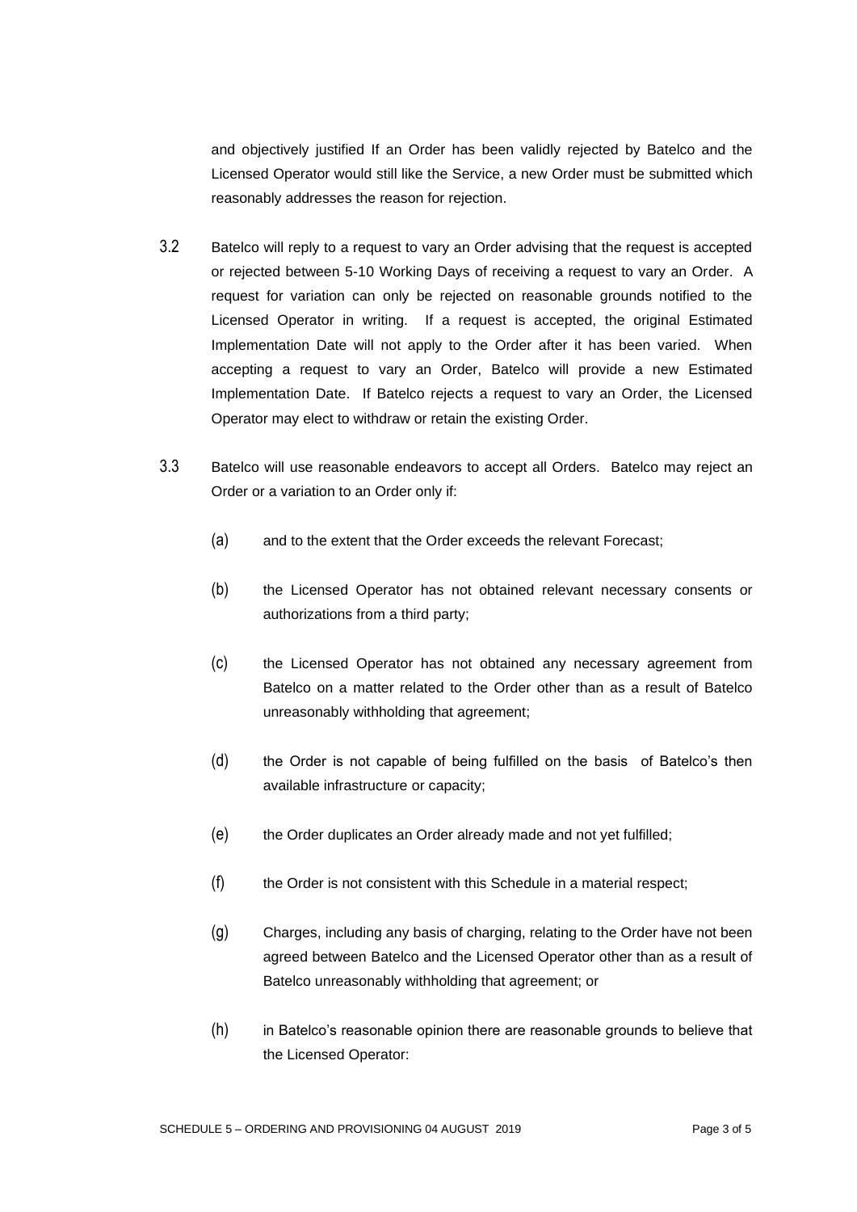and objectively justified If an Order has been validly rejected by Batelco and the Licensed Operator would still like the Service, a new Order must be submitted which reasonably addresses the reason for rejection.

3.2 Batelco will reply to a request to vary an Order advising that the request is accepted or rejected between 5-10 Working Days of receiving a request to vary an Order. A request for variation can only be rejected on reasonable grounds notified to the Licensed Operator in writing. If a request is accepted, the original Estimated Implementation Date will not apply to the Order after it has been varied. When accepting a request to vary an Order, Batelco will provide a new Estimated Implementation Date. If Batelco rejects a request to vary an Order, the Licensed Operator may elect to withdraw or retain the existing Order.

3.3 Batelco will use reasonable endeavors to accept all Orders. Batelco may reject an Order or a variation to an Order only if:

(a) and to the extent that the Order exceeds the relevant Forecast;

(b) the Licensed Operator has not obtained relevant necessary consents or authorizations from a third party;

(c) the Licensed Operator has not obtained any necessary agreement from Batelco on a matter related to the Order other than as a result of Batelco unreasonably withholding that agreement;

(d) the Order is not capable of being fulfilled on the basis of Batelco's then available infrastructure or capacity;

(e) the Order duplicates an Order already made and not yet fulfilled;

(f) the Order is not consistent with this Schedule in a material respect;

(g) Charges, including any basis of charging, relating to the Order have not been agreed between Batelco and the Licensed Operator other than as a result of Batelco unreasonably withholding that agreement; or

(h) in Batelco's reasonable opinion there are reasonable grounds to believe that the Licensed Operator: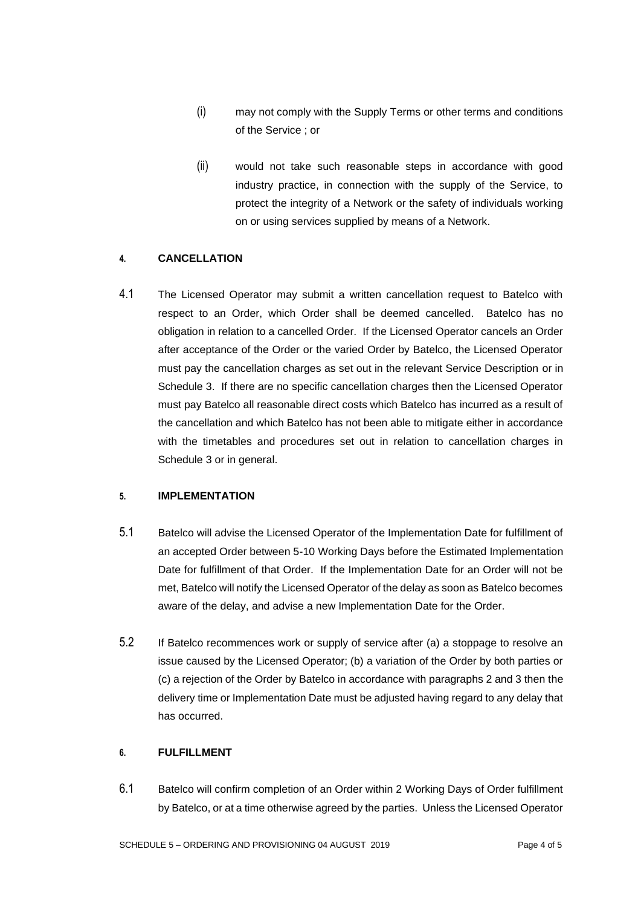(i) may not comply with the Supply Terms or other terms and conditions of the Service ; or

(ii) would not take such reasonable steps in accordance with good industry practice, in connection with the supply of the Service, to protect the integrity of a Network or the safety of individuals working on or using services supplied by means of a Network.

## 4. CANCELLATION

4.1 The Licensed Operator may submit a written cancellation request to Batelco with respect to an Order, which Order shall be deemed cancelled. Batelco has no obligation in relation to a cancelled Order. If the Licensed Operator cancels an Order after acceptance of the Order or the varied Order by Batelco, the Licensed Operator must pay the cancellation charges as set out in the relevant Service Description or in Schedule 3. If there are no specific cancellation charges then the Licensed Operator must pay Batelco all reasonable direct costs which Batelco has incurred as a result of the cancellation and which Batelco has not been able to mitigate either in accordance with the timetables and procedures set out in relation to cancellation charges in Schedule 3 or in general.

## 5. IMPLEMENTATION

5.1 Batelco will advise the Licensed Operator of the Implementation Date for fulfillment of an accepted Order between 5-10 Working Days before the Estimated Implementation Date for fulfillment of that Order. If the Implementation Date for an Order will not be met, Batelco will notify the Licensed Operator of the delay as soon as Batelco becomes aware of the delay, and advise a new Implementation Date for the Order.

5.2 If Batelco recommences work or supply of service after (a) a stoppage to resolve an issue caused by the Licensed Operator; (b) a variation of the Order by both parties or (c) a rejection of the Order by Batelco in accordance with paragraphs 2 and 3 then the delivery time or Implementation Date must be adjusted having regard to any delay that has occurred.

## 6. FULFILLMENT

6.1 Batelco will confirm completion of an Order within 2 Working Days of Order fulfillment by Batelco, or at a time otherwise agreed by the parties. Unless the Licensed Operator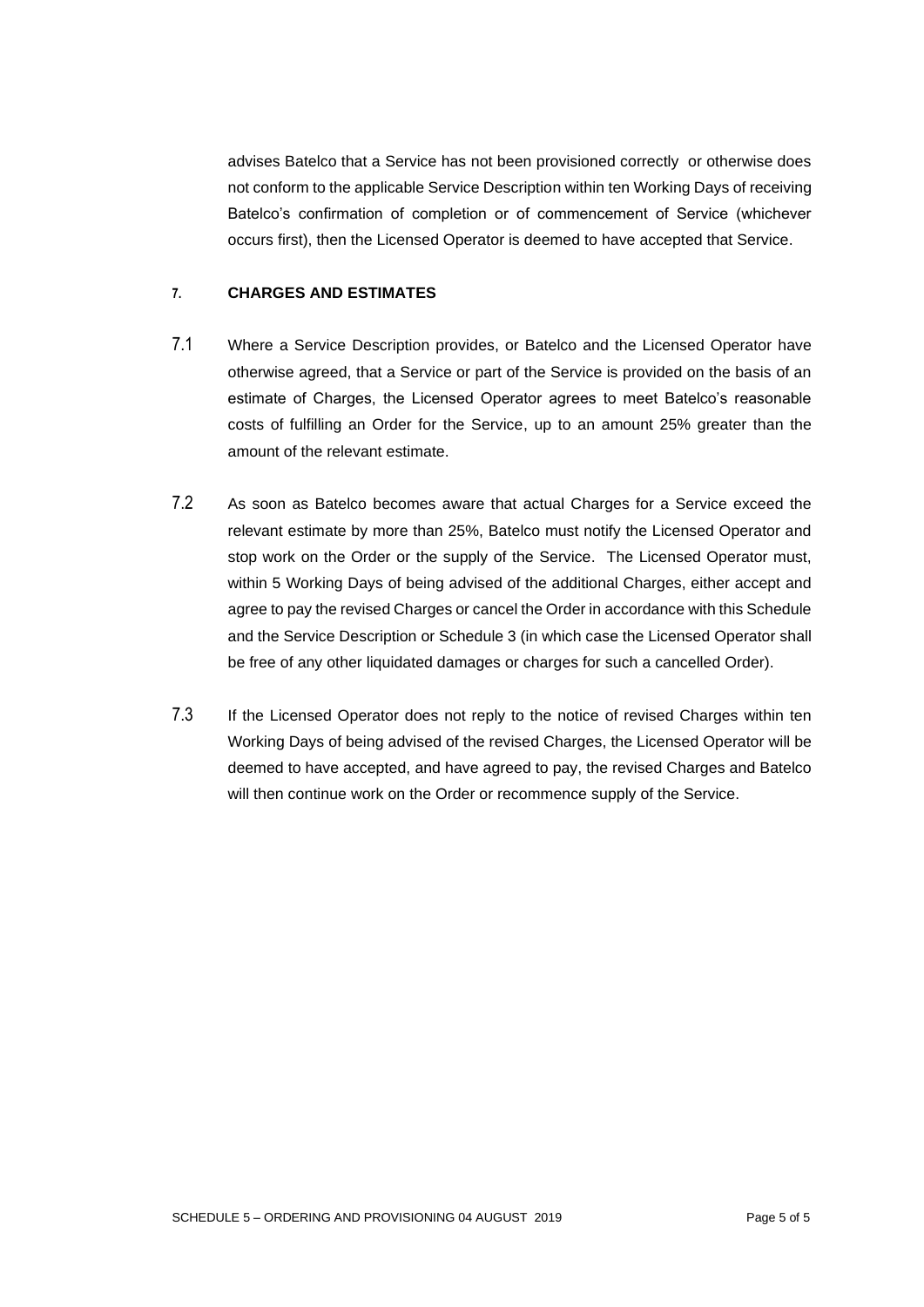advises Batelco that a Service has not been provisioned correctly or otherwise does not conform to the applicable Service Description within ten Working Days of receiving Batelco's confirmation of completion or of commencement of Service (whichever occurs first), then the Licensed Operator is deemed to have accepted that Service.

## 7. CHARGES AND ESTIMATES

7.1 Where a Service Description provides, or Batelco and the Licensed Operator have otherwise agreed, that a Service or part of the Service is provided on the basis of an estimate of Charges, the Licensed Operator agrees to meet Batelco's reasonable costs of fulfilling an Order for the Service, up to an amount 25% greater than the amount of the relevant estimate.

7.2 As soon as Batelco becomes aware that actual Charges for a Service exceed the relevant estimate by more than 25%, Batelco must notify the Licensed Operator and stop work on the Order or the supply of the Service. The Licensed Operator must, within 5 Working Days of being advised of the additional Charges, either accept and agree to pay the revised Charges or cancel the Order in accordance with this Schedule and the Service Description or Schedule 3 (in which case the Licensed Operator shall be free of any other liquidated damages or charges for such a cancelled Order).

7.3 If the Licensed Operator does not reply to the notice of revised Charges within ten Working Days of being advised of the revised Charges, the Licensed Operator will be deemed to have accepted, and have agreed to pay, the revised Charges and Batelco will then continue work on the Order or recommence supply of the Service.